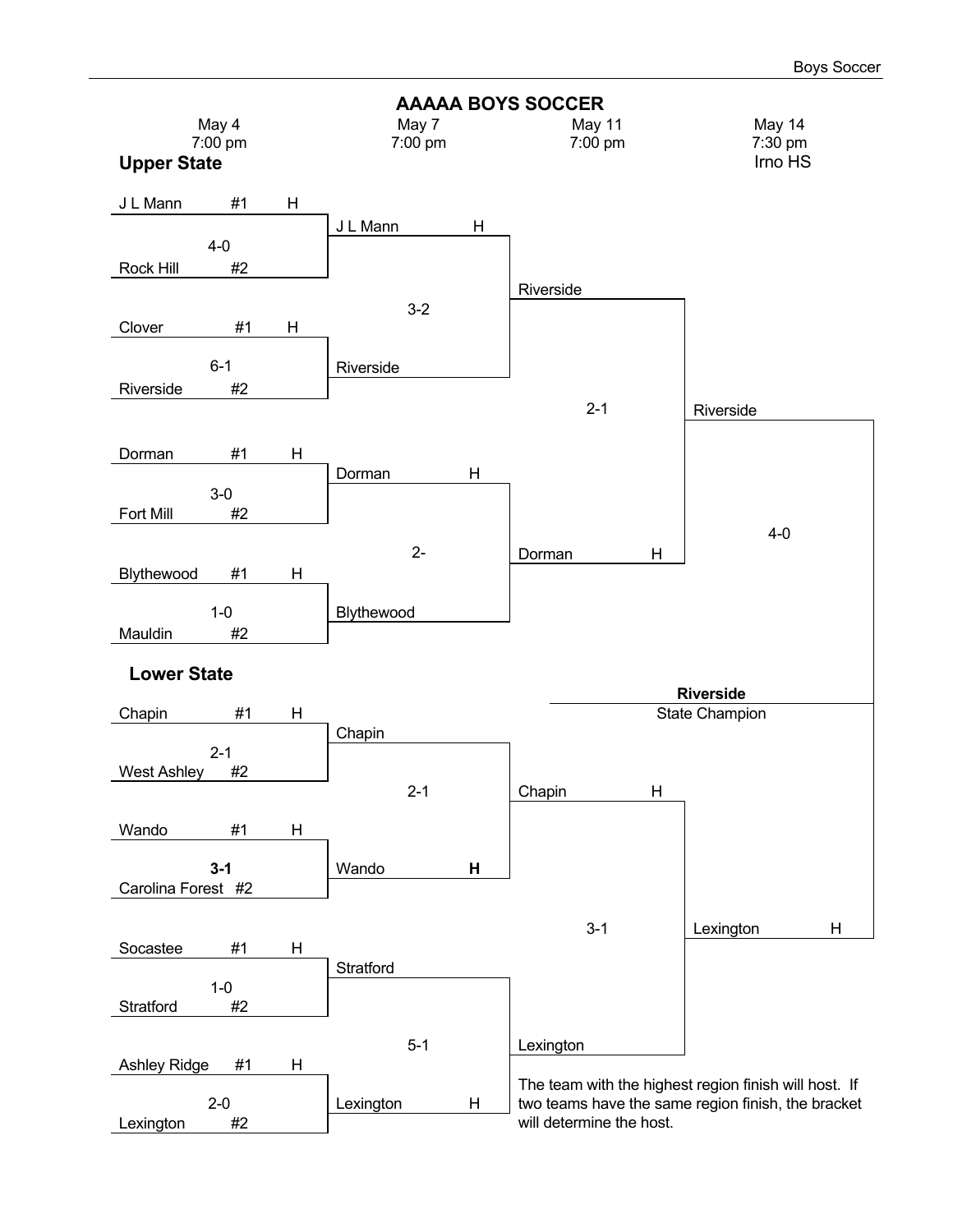# AAAAA BOYS SOCCER

| May 4, 7:00 pm | May 7, 7:00 pm | May 11, 7:00 pm | May 14, 7:30 pm, Irno HS |
|---|---|---|---|

## Upper State

**May 4 (First Round)**

| Team | Seed | Host | Score |
|---|---|---|---|
| J L Mann | #1 | H | 4-0 |
| Rock Hill | #2 | | |
| Clover | #1 | H | 6-1 |
| Riverside | #2 | | |
| Dorman | #1 | H | 3-0 |
| Fort Mill | #2 | | |
| Blythewood | #1 | H | 1-0 |
| Mauldin | #2 | | |

**May 7 (Second Round)**

| Team | Host | Score |
|---|---|---|
| J L Mann | H | 3-2 |
| Riverside | | |
| Dorman | H | 2- |
| Blythewood | | |

**May 11 (Upper State Final)**

| Team | Host | Score |
|---|---|---|
| Riverside | | 2-1 |
| Dorman | H | |

## Lower State

**May 4 (First Round)**

| Team | Seed | Host | Score |
|---|---|---|---|
| Chapin | #1 | H | 2-1 |
| West Ashley | #2 | | |
| Wando | #1 | H | **3-1** |
| Carolina Forest | #2 | | |
| Socastee | #1 | H | 1-0 |
| Stratford | #2 | | |
| Ashley Ridge | #1 | H | 2-0 |
| Lexington | #2 | | |

**May 7 (Second Round)**

| Team | Host | Score |
|---|---|---|
| Chapin | | 2-1 |
| Wando | **H** | |
| Stratford | | 5-1 |
| Lexington | H | |

**May 11 (Lower State Final)**

| Team | Host | Score |
|---|---|---|
| Chapin | H | 3-1 |
| Lexington | | |

**May 14 (State Final)**

| Team | Host | Score |
|---|---|---|
| Riverside | | 4-0 |
| Lexington | H | |

**Riverside**
State Champion

The team with the highest region finish will host. If two teams have the same region finish, the bracket will determine the host.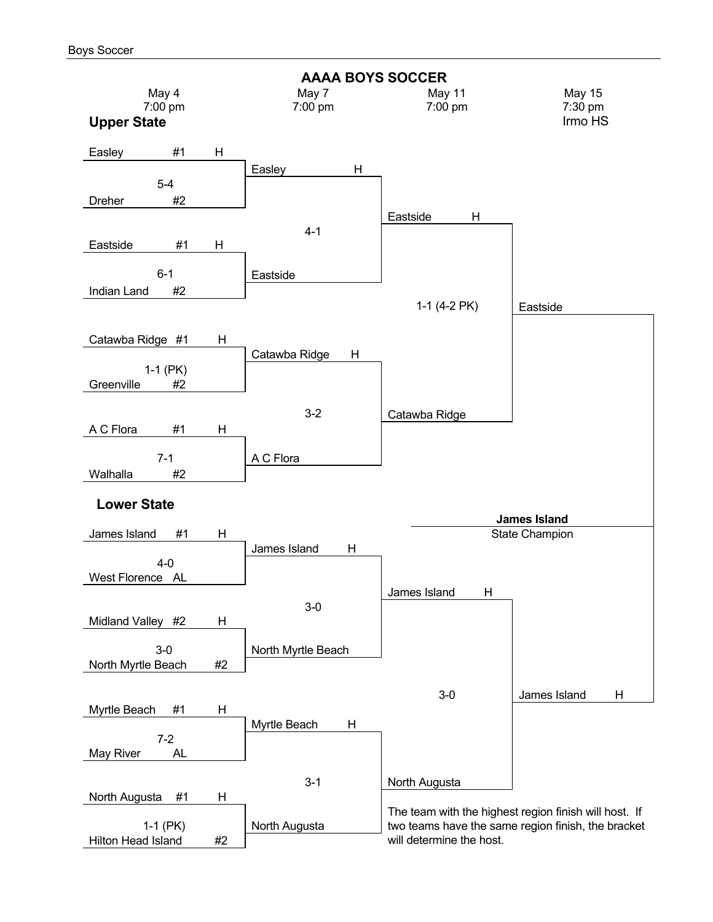# AAAA BOYS SOCCER

| May 4, 7:00 pm | May 7, 7:00 pm | May 11, 7:00 pm | May 15, 7:30 pm, Irmo HS |
|---|---|---|---|

## Upper State

**First Round (May 4, 7:00 pm)**

- Easley #1 H vs. Dreher #2 — 5-4
- Eastside #1 H vs. Indian Land #2 — 6-1
- Catawba Ridge #1 H vs. Greenville #2 — 1-1 (PK)
- A C Flora #1 H vs. Walhalla #2 — 7-1

**Second Round (May 7, 7:00 pm)**

- Easley H vs. Eastside — 4-1
- Catawba Ridge H vs. A C Flora — 3-2

**Upper State Final (May 11, 7:00 pm)**

- Eastside H vs. Catawba Ridge — 1-1 (4-2 PK)

**Upper State Champion:** Eastside

## Lower State

**First Round (May 4, 7:00 pm)**

- James Island #1 H vs. West Florence AL — 4-0
- Midland Valley #2 H vs. North Myrtle Beach #2 — 3-0
- Myrtle Beach #1 H vs. May River AL — 7-2
- North Augusta #1 H vs. Hilton Head Island #2 — 1-1 (PK)

**Second Round (May 7, 7:00 pm)**

- James Island H vs. North Myrtle Beach — 3-0
- Myrtle Beach H vs. North Augusta — 3-1

**Lower State Final (May 11, 7:00 pm)**

- James Island H vs. North Augusta — 3-0

**Lower State Champion:** James Island H

## State Championship (May 15, 7:30 pm, Irmo HS)

- Eastside vs. James Island H

**James Island**
State Champion

The team with the highest region finish will host. If two teams have the same region finish, the bracket will determine the host.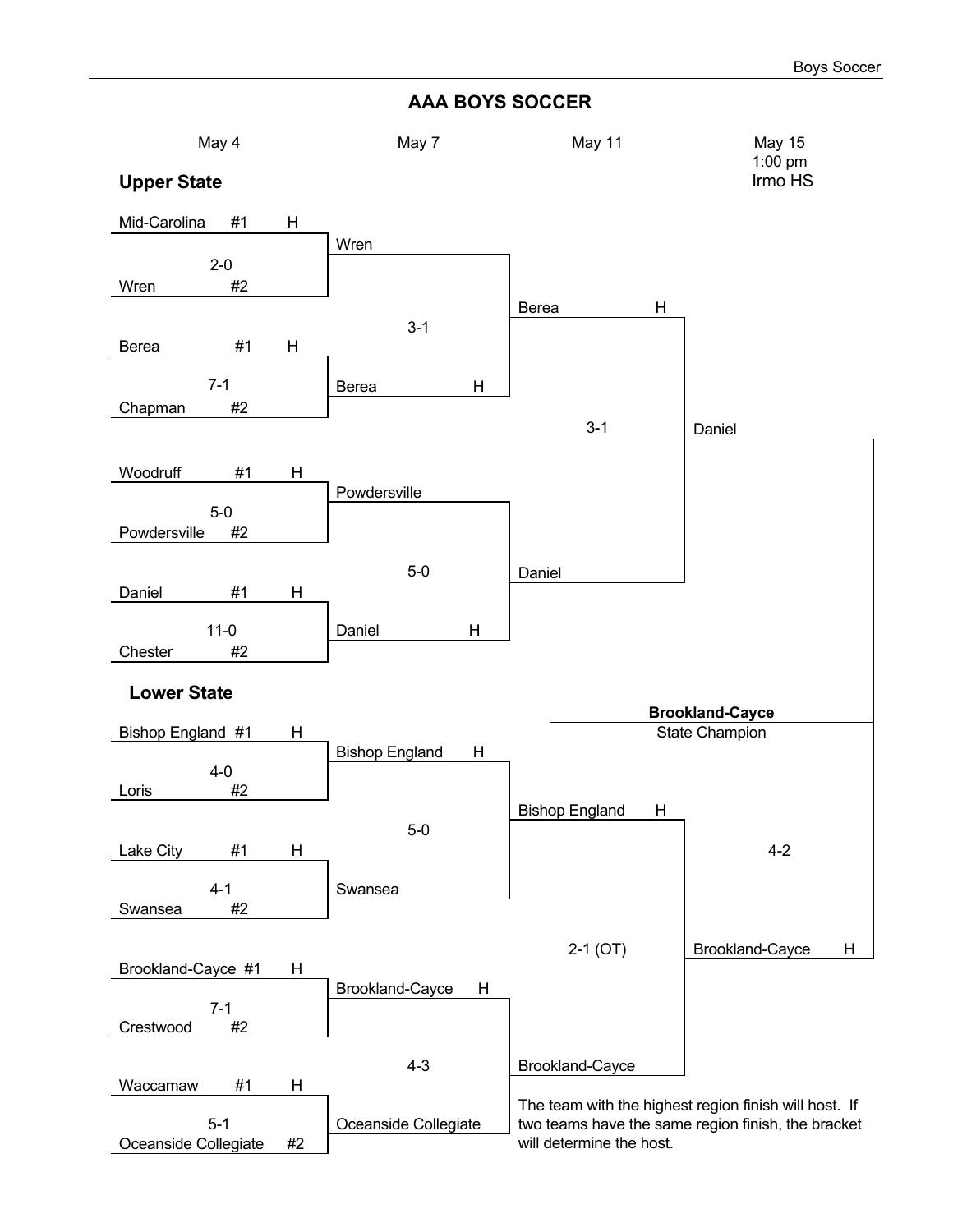# AAA BOYS SOCCER

## Upper State

### May 4

| Matchup | Score |
|---|---|
| Mid-Carolina #1 H vs. Wren #2 | 2-0 |
| Berea #1 H vs. Chapman #2 | 7-1 |
| Woodruff #1 H vs. Powdersville #2 | 5-0 |
| Daniel #1 H vs. Chester #2 | 11-0 |

### May 7

| Matchup | Score |
|---|---|
| Wren vs. Berea H | 3-1 |
| Powdersville vs. Daniel H | 5-0 |

### May 11

| Matchup | Score |
|---|---|
| Berea H vs. Daniel | 3-1 |

## Lower State

### May 4

| Matchup | Score |
|---|---|
| Bishop England #1 H vs. Loris #2 | 4-0 |
| Lake City #1 H vs. Swansea #2 | 4-1 |
| Brookland-Cayce #1 H vs. Crestwood #2 | 7-1 |
| Waccamaw #1 H vs. Oceanside Collegiate #2 | 5-1 |

### May 7

| Matchup | Score |
|---|---|
| Bishop England H vs. Swansea | 5-0 |
| Brookland-Cayce H vs. Oceanside Collegiate | 4-3 |

### May 11

| Matchup | Score |
|---|---|
| Bishop England H vs. Brookland-Cayce | 2-1 (OT) |

## May 15, 1:00 pm, Irmo HS

| Matchup | Score |
|---|---|
| Daniel vs. Brookland-Cayce H | 4-2 |

**Brookland-Cayce**
State Champion

The team with the highest region finish will host. If two teams have the same region finish, the bracket will determine the host.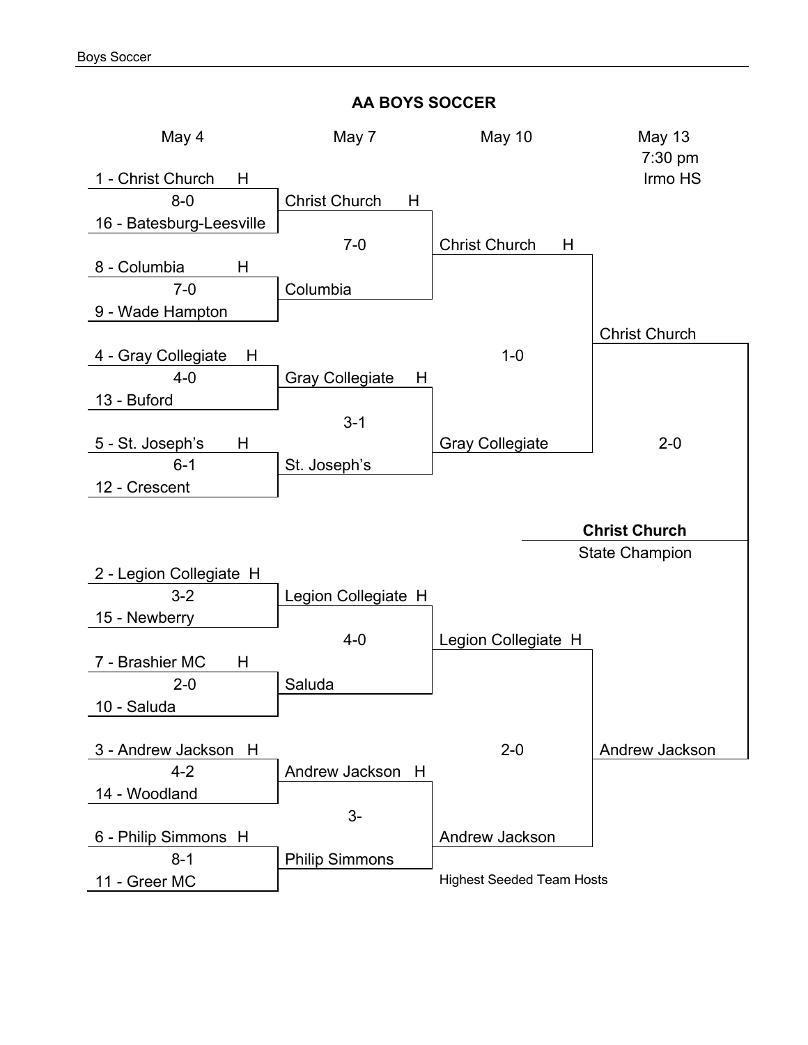## AA BOYS SOCCER

### May 4

| Matchup | Score |
| --- | --- |
| 1 - Christ Church H vs. 16 - Batesburg-Leesville | 8-0 |
| 8 - Columbia H vs. 9 - Wade Hampton | 7-0 |
| 4 - Gray Collegiate H vs. 13 - Buford | 4-0 |
| 5 - St. Joseph's H vs. 12 - Crescent | 6-1 |
| 2 - Legion Collegiate H vs. 15 - Newberry | 3-2 |
| 7 - Brashier MC H vs. 10 - Saluda | 2-0 |
| 3 - Andrew Jackson H vs. 14 - Woodland | 4-2 |
| 6 - Philip Simmons H vs. 11 - Greer MC | 8-1 |

### May 7

| Matchup | Score |
| --- | --- |
| Christ Church H vs. Columbia | 7-0 |
| Gray Collegiate H vs. St. Joseph's | 3-1 |
| Legion Collegiate H vs. Saluda | 4-0 |
| Andrew Jackson H vs. Philip Simmons | 3- |

### May 10

| Matchup | Score |
| --- | --- |
| Christ Church H vs. Gray Collegiate | 1-0 |
| Legion Collegiate H vs. Andrew Jackson | 2-0 |

### May 13, 7:30 pm, Irmo HS

| Matchup | Score |
| --- | --- |
| Christ Church vs. Andrew Jackson | 2-0 |

**Christ Church**
State Champion

Highest Seeded Team Hosts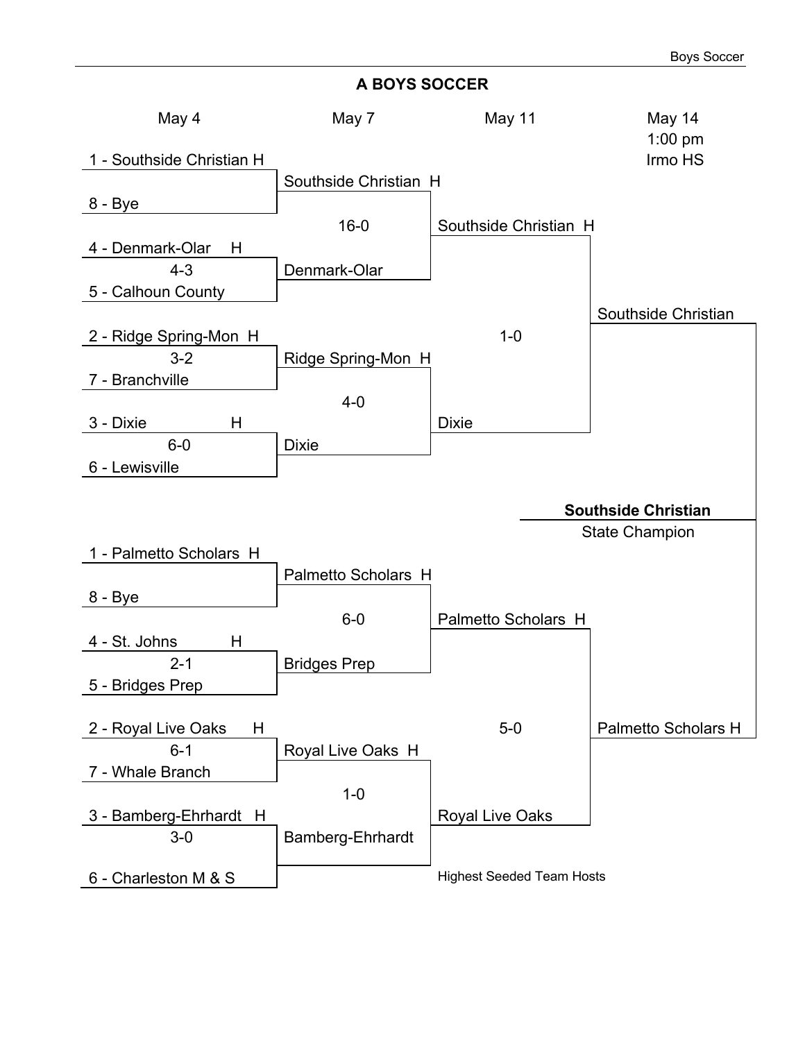# A BOYS SOCCER

## Upper Bracket

**May 4**

- 1 - Southside Christian H vs. 8 - Bye
- 4 - Denmark-Olar H vs. 5 - Calhoun County: 4-3
- 2 - Ridge Spring-Mon H vs. 7 - Branchville: 3-2
- 3 - Dixie H vs. 6 - Lewisville: 6-0

**May 7**

- Southside Christian H vs. Denmark-Olar: 16-0
- Ridge Spring-Mon H vs. Dixie: 4-0

**May 11**

- Southside Christian H vs. Dixie: 1-0

**May 14, 1:00 pm, Irmo HS**

- Southside Christian

## Lower Bracket

**May 4**

- 1 - Palmetto Scholars H vs. 8 - Bye
- 4 - St. Johns H vs. 5 - Bridges Prep: 2-1
- 2 - Royal Live Oaks H vs. 7 - Whale Branch: 6-1
- 3 - Bamberg-Ehrhardt H vs. 6 - Charleston M & S: 3-0

**May 7**

- Palmetto Scholars H vs. Bridges Prep: 6-0
- Royal Live Oaks H vs. Bamberg-Ehrhardt: 1-0

**May 11**

- Palmetto Scholars H vs. Royal Live Oaks: 5-0

**May 14, 1:00 pm, Irmo HS**

- Palmetto Scholars H

## Final

**Southside Christian**

State Champion

Highest Seeded Team Hosts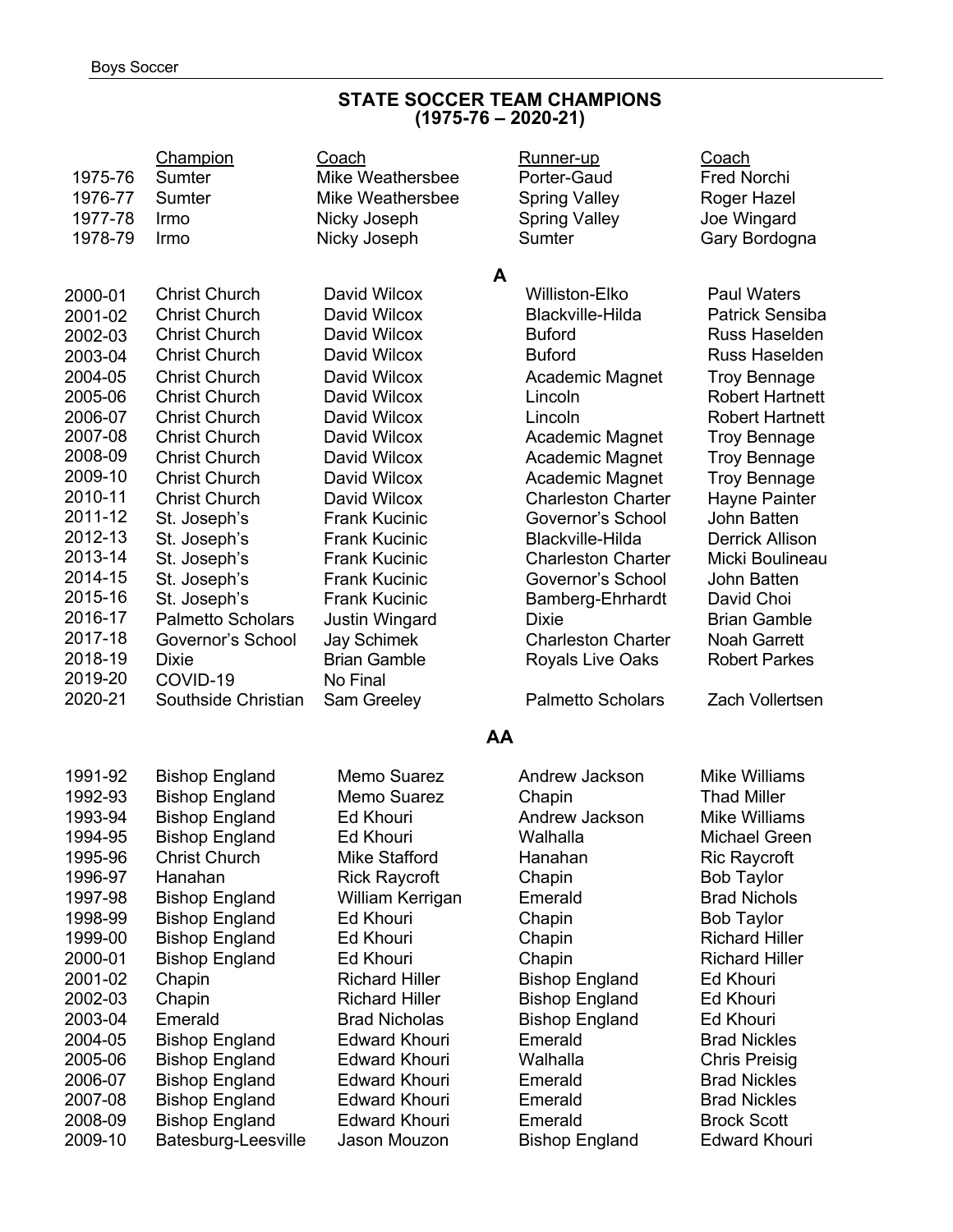## STATE SOCCER TEAM CHAMPIONS
## (1975-76 – 2020-21)

| | Champion | Coach | Runner-up | Coach |
|---|---|---|---|---|
| 1975-76 | Sumter | Mike Weathersbee | Porter-Gaud | Fred Norchi |
| 1976-77 | Sumter | Mike Weathersbee | Spring Valley | Roger Hazel |
| 1977-78 | Irmo | Nicky Joseph | Spring Valley | Joe Wingard |
| 1978-79 | Irmo | Nicky Joseph | Sumter | Gary Bordogna |

### A

| | Champion | Coach | Runner-up | Coach |
|---|---|---|---|---|
| 2000-01 | Christ Church | David Wilcox | Williston-Elko | Paul Waters |
| 2001-02 | Christ Church | David Wilcox | Blackville-Hilda | Patrick Sensiba |
| 2002-03 | Christ Church | David Wilcox | Buford | Russ Haselden |
| 2003-04 | Christ Church | David Wilcox | Buford | Russ Haselden |
| 2004-05 | Christ Church | David Wilcox | Academic Magnet | Troy Bennage |
| 2005-06 | Christ Church | David Wilcox | Lincoln | Robert Hartnett |
| 2006-07 | Christ Church | David Wilcox | Lincoln | Robert Hartnett |
| 2007-08 | Christ Church | David Wilcox | Academic Magnet | Troy Bennage |
| 2008-09 | Christ Church | David Wilcox | Academic Magnet | Troy Bennage |
| 2009-10 | Christ Church | David Wilcox | Academic Magnet | Troy Bennage |
| 2010-11 | Christ Church | David Wilcox | Charleston Charter | Hayne Painter |
| 2011-12 | St. Joseph's | Frank Kucinic | Governor's School | John Batten |
| 2012-13 | St. Joseph's | Frank Kucinic | Blackville-Hilda | Derrick Allison |
| 2013-14 | St. Joseph's | Frank Kucinic | Charleston Charter | Micki Boulineau |
| 2014-15 | St. Joseph's | Frank Kucinic | Governor's School | John Batten |
| 2015-16 | St. Joseph's | Frank Kucinic | Bamberg-Ehrhardt | David Choi |
| 2016-17 | Palmetto Scholars | Justin Wingard | Dixie | Brian Gamble |
| 2017-18 | Governor's School | Jay Schimek | Charleston Charter | Noah Garrett |
| 2018-19 | Dixie | Brian Gamble | Royals Live Oaks | Robert Parkes |
| 2019-20 | COVID-19 | No Final | | |
| 2020-21 | Southside Christian | Sam Greeley | Palmetto Scholars | Zach Vollertsen |

### AA

| | Champion | Coach | Runner-up | Coach |
|---|---|---|---|---|
| 1991-92 | Bishop England | Memo Suarez | Andrew Jackson | Mike Williams |
| 1992-93 | Bishop England | Memo Suarez | Chapin | Thad Miller |
| 1993-94 | Bishop England | Ed Khouri | Andrew Jackson | Mike Williams |
| 1994-95 | Bishop England | Ed Khouri | Walhalla | Michael Green |
| 1995-96 | Christ Church | Mike Stafford | Hanahan | Ric Raycroft |
| 1996-97 | Hanahan | Rick Raycroft | Chapin | Bob Taylor |
| 1997-98 | Bishop England | William Kerrigan | Emerald | Brad Nichols |
| 1998-99 | Bishop England | Ed Khouri | Chapin | Bob Taylor |
| 1999-00 | Bishop England | Ed Khouri | Chapin | Richard Hiller |
| 2000-01 | Bishop England | Ed Khouri | Chapin | Richard Hiller |
| 2001-02 | Chapin | Richard Hiller | Bishop England | Ed Khouri |
| 2002-03 | Chapin | Richard Hiller | Bishop England | Ed Khouri |
| 2003-04 | Emerald | Brad Nicholas | Bishop England | Ed Khouri |
| 2004-05 | Bishop England | Edward Khouri | Emerald | Brad Nickles |
| 2005-06 | Bishop England | Edward Khouri | Walhalla | Chris Preisig |
| 2006-07 | Bishop England | Edward Khouri | Emerald | Brad Nickles |
| 2007-08 | Bishop England | Edward Khouri | Emerald | Brad Nickles |
| 2008-09 | Bishop England | Edward Khouri | Emerald | Brock Scott |
| 2009-10 | Batesburg-Leesville | Jason Mouzon | Bishop England | Edward Khouri |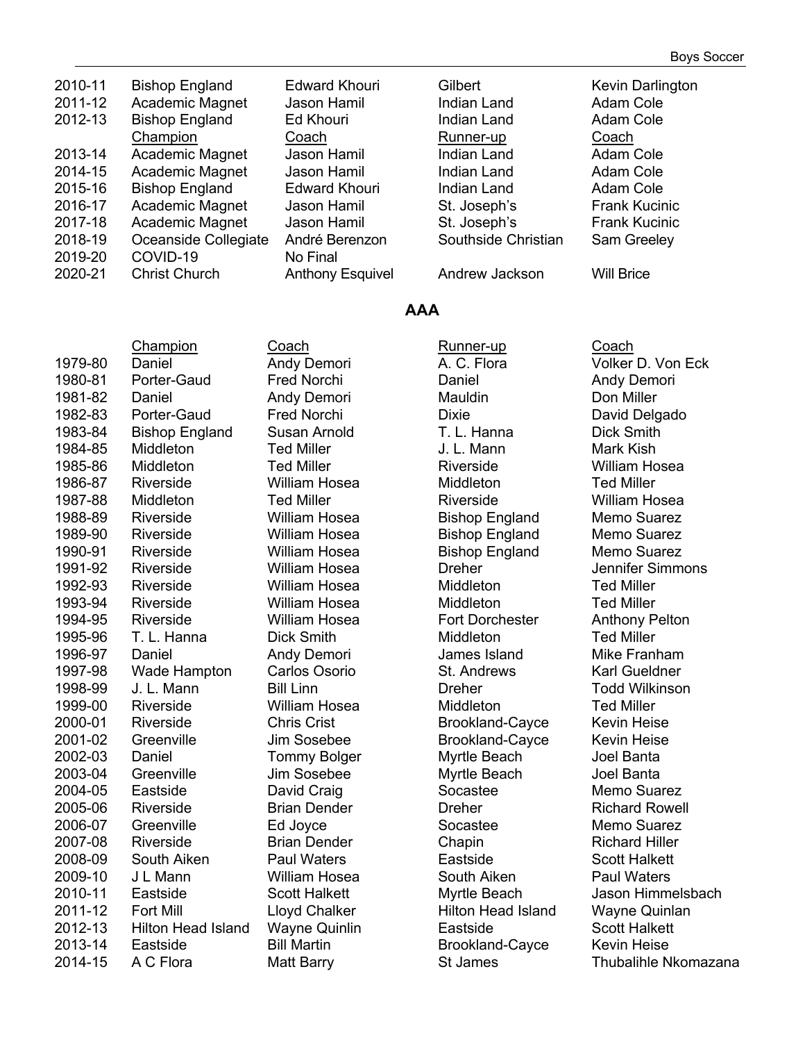| | | | | |
|---|---|---|---|---|
| 2010-11 | Bishop England | Edward Khouri | Gilbert | Kevin Darlington |
| 2011-12 | Academic Magnet | Jason Hamil | Indian Land | Adam Cole |
| 2012-13 | Bishop England | Ed Khouri | Indian Land | Adam Cole |
| | Champion | Coach | Runner-up | Coach |
| 2013-14 | Academic Magnet | Jason Hamil | Indian Land | Adam Cole |
| 2014-15 | Academic Magnet | Jason Hamil | Indian Land | Adam Cole |
| 2015-16 | Bishop England | Edward Khouri | Indian Land | Adam Cole |
| 2016-17 | Academic Magnet | Jason Hamil | St. Joseph's | Frank Kucinic |
| 2017-18 | Academic Magnet | Jason Hamil | St. Joseph's | Frank Kucinic |
| 2018-19 | Oceanside Collegiate | André Berenzon | Southside Christian | Sam Greeley |
| 2019-20 | COVID-19 | No Final | | |
| 2020-21 | Christ Church | Anthony Esquivel | Andrew Jackson | Will Brice |

## AAA

| | Champion | Coach | Runner-up | Coach |
|---|---|---|---|---|
| 1979-80 | Daniel | Andy Demori | A. C. Flora | Volker D. Von Eck |
| 1980-81 | Porter-Gaud | Fred Norchi | Daniel | Andy Demori |
| 1981-82 | Daniel | Andy Demori | Mauldin | Don Miller |
| 1982-83 | Porter-Gaud | Fred Norchi | Dixie | David Delgado |
| 1983-84 | Bishop England | Susan Arnold | T. L. Hanna | Dick Smith |
| 1984-85 | Middleton | Ted Miller | J. L. Mann | Mark Kish |
| 1985-86 | Middleton | Ted Miller | Riverside | William Hosea |
| 1986-87 | Riverside | William Hosea | Middleton | Ted Miller |
| 1987-88 | Middleton | Ted Miller | Riverside | William Hosea |
| 1988-89 | Riverside | William Hosea | Bishop England | Memo Suarez |
| 1989-90 | Riverside | William Hosea | Bishop England | Memo Suarez |
| 1990-91 | Riverside | William Hosea | Bishop England | Memo Suarez |
| 1991-92 | Riverside | William Hosea | Dreher | Jennifer Simmons |
| 1992-93 | Riverside | William Hosea | Middleton | Ted Miller |
| 1993-94 | Riverside | William Hosea | Middleton | Ted Miller |
| 1994-95 | Riverside | William Hosea | Fort Dorchester | Anthony Pelton |
| 1995-96 | T. L. Hanna | Dick Smith | Middleton | Ted Miller |
| 1996-97 | Daniel | Andy Demori | James Island | Mike Franham |
| 1997-98 | Wade Hampton | Carlos Osorio | St. Andrews | Karl Gueldner |
| 1998-99 | J. L. Mann | Bill Linn | Dreher | Todd Wilkinson |
| 1999-00 | Riverside | William Hosea | Middleton | Ted Miller |
| 2000-01 | Riverside | Chris Crist | Brookland-Cayce | Kevin Heise |
| 2001-02 | Greenville | Jim Sosebee | Brookland-Cayce | Kevin Heise |
| 2002-03 | Daniel | Tommy Bolger | Myrtle Beach | Joel Banta |
| 2003-04 | Greenville | Jim Sosebee | Myrtle Beach | Joel Banta |
| 2004-05 | Eastside | David Craig | Socastee | Memo Suarez |
| 2005-06 | Riverside | Brian Dender | Dreher | Richard Rowell |
| 2006-07 | Greenville | Ed Joyce | Socastee | Memo Suarez |
| 2007-08 | Riverside | Brian Dender | Chapin | Richard Hiller |
| 2008-09 | South Aiken | Paul Waters | Eastside | Scott Halkett |
| 2009-10 | J L Mann | William Hosea | South Aiken | Paul Waters |
| 2010-11 | Eastside | Scott Halkett | Myrtle Beach | Jason Himmelsbach |
| 2011-12 | Fort Mill | Lloyd Chalker | Hilton Head Island | Wayne Quinlan |
| 2012-13 | Hilton Head Island | Wayne Quinlin | Eastside | Scott Halkett |
| 2013-14 | Eastside | Bill Martin | Brookland-Cayce | Kevin Heise |
| 2014-15 | A C Flora | Matt Barry | St James | Thubalihle Nkomazana |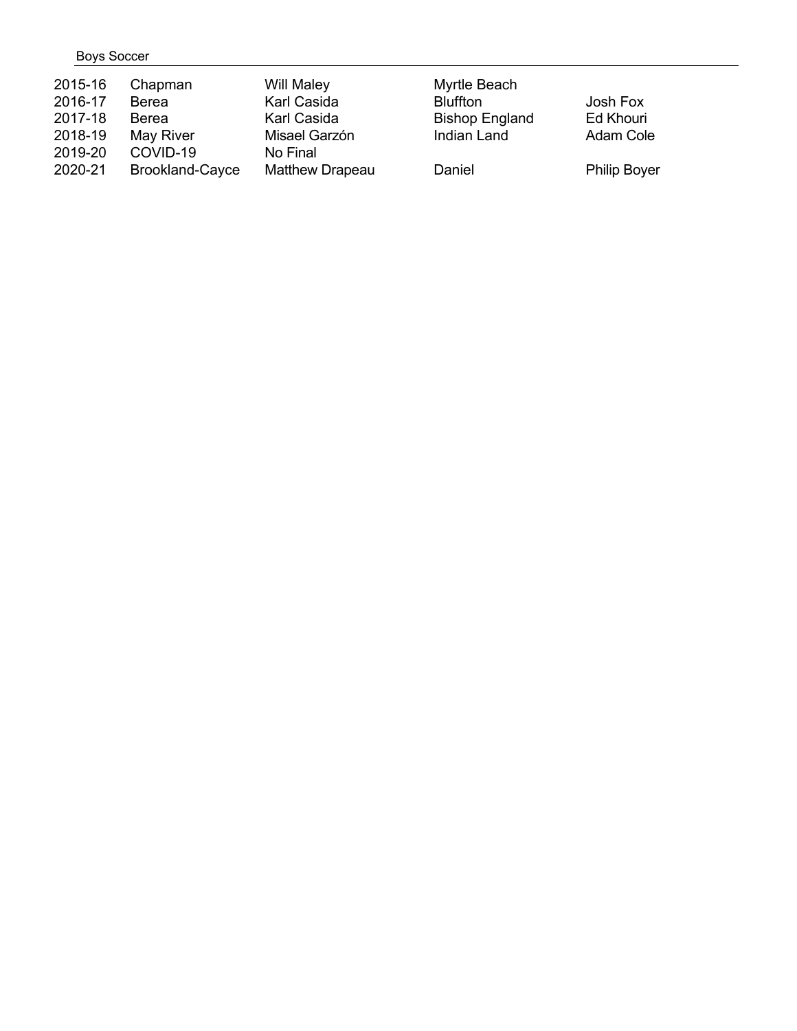Boys Soccer

| | | | | |
|---|---|---|---|---|
| 2015-16 | Chapman | Will Maley | Myrtle Beach | |
| 2016-17 | Berea | Karl Casida | Bluffton | Josh Fox |
| 2017-18 | Berea | Karl Casida | Bishop England | Ed Khouri |
| 2018-19 | May River | Misael Garzón | Indian Land | Adam Cole |
| 2019-20 | COVID-19 | No Final | | |
| 2020-21 | Brookland-Cayce | Matthew Drapeau | Daniel | Philip Boyer |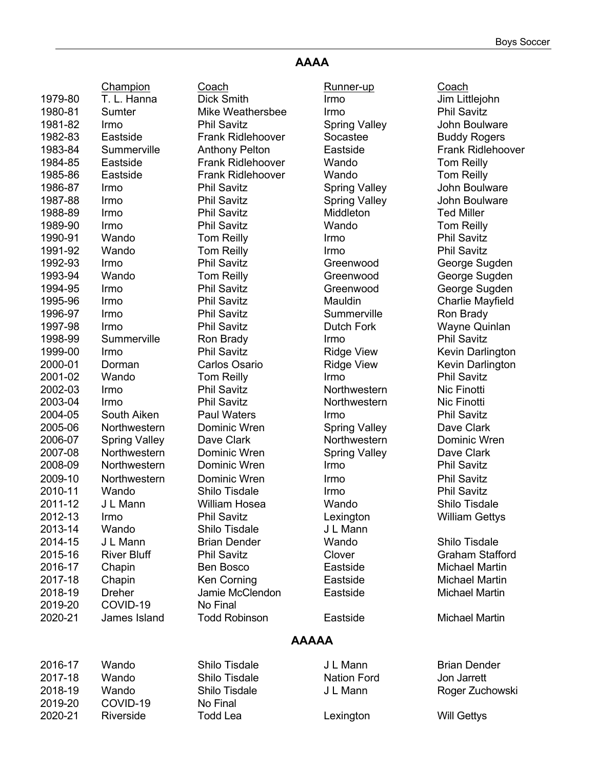## AAAA

| | Champion | Coach | Runner-up | Coach |
|---|---|---|---|---|
| 1979-80 | T. L. Hanna | Dick Smith | Irmo | Jim Littlejohn |
| 1980-81 | Sumter | Mike Weathersbee | Irmo | Phil Savitz |
| 1981-82 | Irmo | Phil Savitz | Spring Valley | John Boulware |
| 1982-83 | Eastside | Frank Ridlehoover | Socastee | Buddy Rogers |
| 1983-84 | Summerville | Anthony Pelton | Eastside | Frank Ridlehoover |
| 1984-85 | Eastside | Frank Ridlehoover | Wando | Tom Reilly |
| 1985-86 | Eastside | Frank Ridlehoover | Wando | Tom Reilly |
| 1986-87 | Irmo | Phil Savitz | Spring Valley | John Boulware |
| 1987-88 | Irmo | Phil Savitz | Spring Valley | John Boulware |
| 1988-89 | Irmo | Phil Savitz | Middleton | Ted Miller |
| 1989-90 | Irmo | Phil Savitz | Wando | Tom Reilly |
| 1990-91 | Wando | Tom Reilly | Irmo | Phil Savitz |
| 1991-92 | Wando | Tom Reilly | Irmo | Phil Savitz |
| 1992-93 | Irmo | Phil Savitz | Greenwood | George Sugden |
| 1993-94 | Wando | Tom Reilly | Greenwood | George Sugden |
| 1994-95 | Irmo | Phil Savitz | Greenwood | George Sugden |
| 1995-96 | Irmo | Phil Savitz | Mauldin | Charlie Mayfield |
| 1996-97 | Irmo | Phil Savitz | Summerville | Ron Brady |
| 1997-98 | Irmo | Phil Savitz | Dutch Fork | Wayne Quinlan |
| 1998-99 | Summerville | Ron Brady | Irmo | Phil Savitz |
| 1999-00 | Irmo | Phil Savitz | Ridge View | Kevin Darlington |
| 2000-01 | Dorman | Carlos Osario | Ridge View | Kevin Darlington |
| 2001-02 | Wando | Tom Reilly | Irmo | Phil Savitz |
| 2002-03 | Irmo | Phil Savitz | Northwestern | Nic Finotti |
| 2003-04 | Irmo | Phil Savitz | Northwestern | Nic Finotti |
| 2004-05 | South Aiken | Paul Waters | Irmo | Phil Savitz |
| 2005-06 | Northwestern | Dominic Wren | Spring Valley | Dave Clark |
| 2006-07 | Spring Valley | Dave Clark | Northwestern | Dominic Wren |
| 2007-08 | Northwestern | Dominic Wren | Spring Valley | Dave Clark |
| 2008-09 | Northwestern | Dominic Wren | Irmo | Phil Savitz |
| 2009-10 | Northwestern | Dominic Wren | Irmo | Phil Savitz |
| 2010-11 | Wando | Shilo Tisdale | Irmo | Phil Savitz |
| 2011-12 | J L Mann | William Hosea | Wando | Shilo Tisdale |
| 2012-13 | Irmo | Phil Savitz | Lexington | William Gettys |
| 2013-14 | Wando | Shilo Tisdale | J L Mann | |
| 2014-15 | J L Mann | Brian Dender | Wando | Shilo Tisdale |
| 2015-16 | River Bluff | Phil Savitz | Clover | Graham Stafford |
| 2016-17 | Chapin | Ben Bosco | Eastside | Michael Martin |
| 2017-18 | Chapin | Ken Corning | Eastside | Michael Martin |
| 2018-19 | Dreher | Jamie McClendon | Eastside | Michael Martin |
| 2019-20 | COVID-19 | No Final | | |
| 2020-21 | James Island | Todd Robinson | Eastside | Michael Martin |

## AAAAA

| | Champion | Coach | Runner-up | Coach |
|---|---|---|---|---|
| 2016-17 | Wando | Shilo Tisdale | J L Mann | Brian Dender |
| 2017-18 | Wando | Shilo Tisdale | Nation Ford | Jon Jarrett |
| 2018-19 | Wando | Shilo Tisdale | J L Mann | Roger Zuchowski |
| 2019-20 | COVID-19 | No Final | | |
| 2020-21 | Riverside | Todd Lea | Lexington | Will Gettys |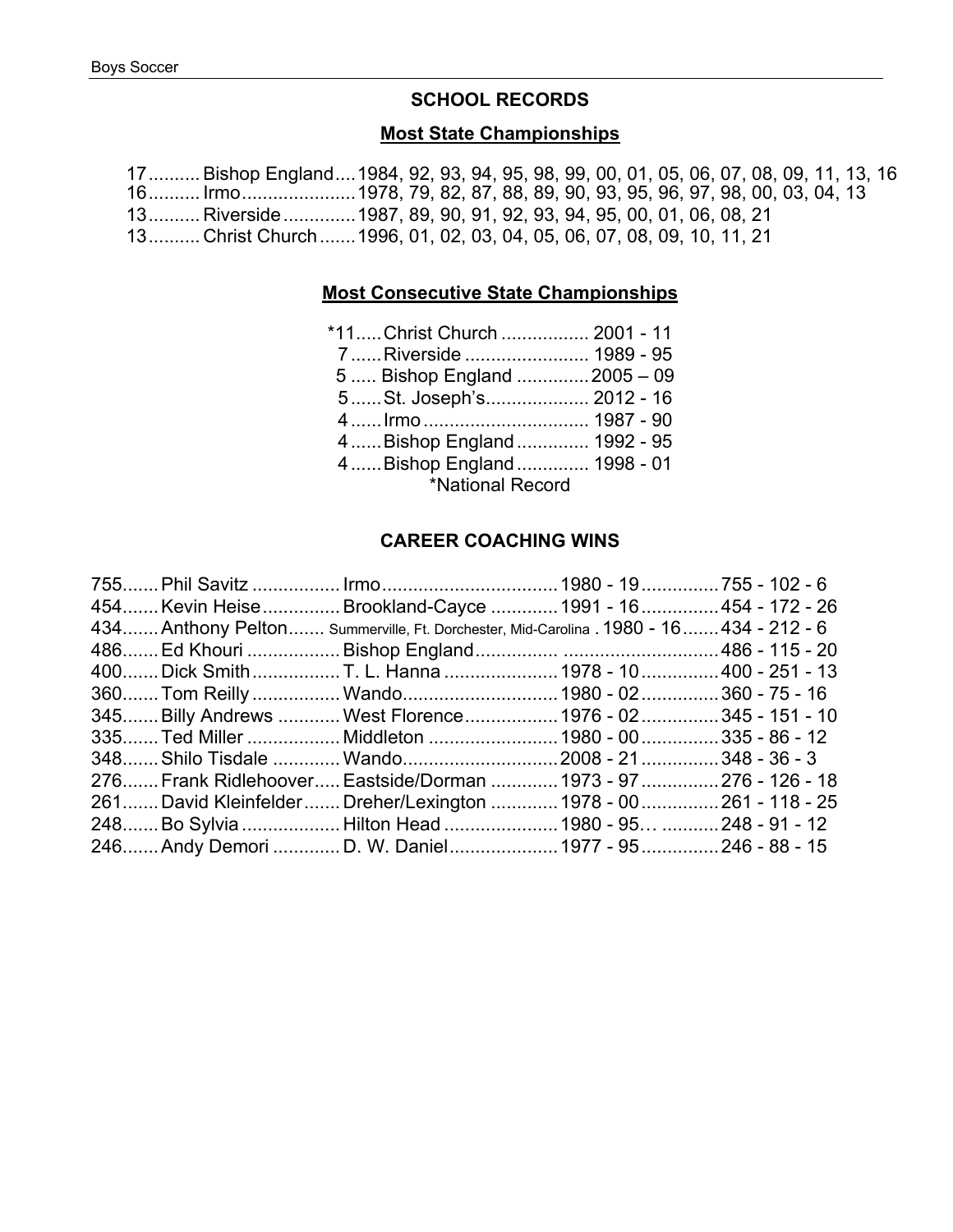## SCHOOL RECORDS

### Most State Championships

17..........Bishop England....1984, 92, 93, 94, 95, 98, 99, 00, 01, 05, 06, 07, 08, 09, 11, 13, 16
16..........Irmo......................1978, 79, 82, 87, 88, 89, 90, 93, 95, 96, 97, 98, 00, 03, 04, 13
13..........Riverside.............1987, 89, 90, 91, 92, 93, 94, 95, 00, 01, 06, 08, 21
13..........Christ Church.......1996, 01, 02, 03, 04, 05, 06, 07, 08, 09, 10, 11, 21

### Most Consecutive State Championships

*11.....Christ Church ................ 2001 - 11
7......Riverside ........................ 1989 - 95
5 ..... Bishop England .............2005 – 09
5......St. Joseph's.................... 2012 - 16
4......Irmo ................................ 1987 - 90
4......Bishop England.............. 1992 - 95
4......Bishop England.............. 1998 - 01

*National Record

## CAREER COACHING WINS

755.......Phil Savitz ................ Irmo.................................. 1980 - 19.............. 755 - 102 - 6
454.......Kevin Heise.............. Brookland-Cayce ............ 1991 - 16.............. 454 - 172 - 26
434.......Anthony Pelton....... Summerville, Ft. Dorchester, Mid-Carolina . 1980 - 16....... 434 - 212 - 6
486.......Ed Khouri ................. Bishop England............... ............................ 486 - 115 - 20
400.......Dick Smith................ T. L. Hanna ..................... 1978 - 10.............. 400 - 251 - 13
360.......Tom Reilly ................ Wando.............................. 1980 - 02.............. 360 - 75 - 16
345.......Billy Andrews ........... West Florence.................. 1976 - 02.............. 345 - 151 - 10
335.......Ted Miller ................. Middleton ......................... 1980 - 00.............. 335 - 86 - 12
348.......Shilo Tisdale ............ Wando............................. 2008 - 21.............. 348 - 36 - 3
276.......Frank Ridlehoover..... Eastside/Dorman ............ 1973 - 97.............. 276 - 126 - 18
261.......David Kleinfelder....... Dreher/Lexington ............ 1978 - 00.............. 261 - 118 - 25
248.......Bo Sylvia .................. Hilton Head ..................... 1980 - 95… .......... 248 - 91 - 12
246.......Andy Demori ............ D. W. Daniel.................... 1977 - 95.............. 246 - 88 - 15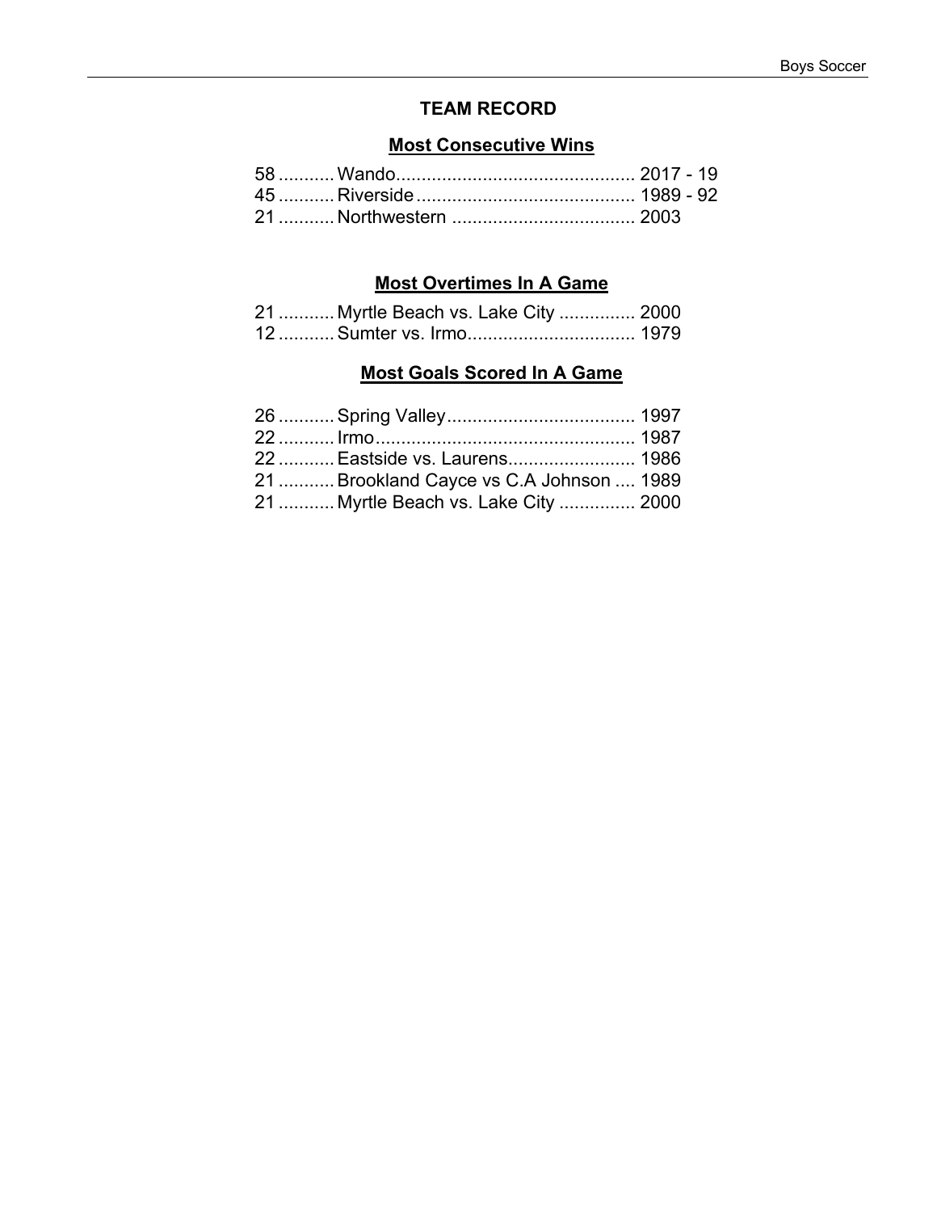## TEAM RECORD

### Most Consecutive Wins

58 ........... Wando............................................... 2017 - 19
45 ........... Riverside........................................... 1989 - 92
21 ........... Northwestern .................................... 2003

### Most Overtimes In A Game

21 ........... Myrtle Beach vs. Lake City ............... 2000
12 ........... Sumter vs. Irmo................................. 1979

### Most Goals Scored In A Game

26 ........... Spring Valley..................................... 1997
22 ........... Irmo................................................... 1987
22 ........... Eastside vs. Laurens......................... 1986
21 ........... Brookland Cayce vs C.A Johnson .... 1989
21 ........... Myrtle Beach vs. Lake City ............... 2000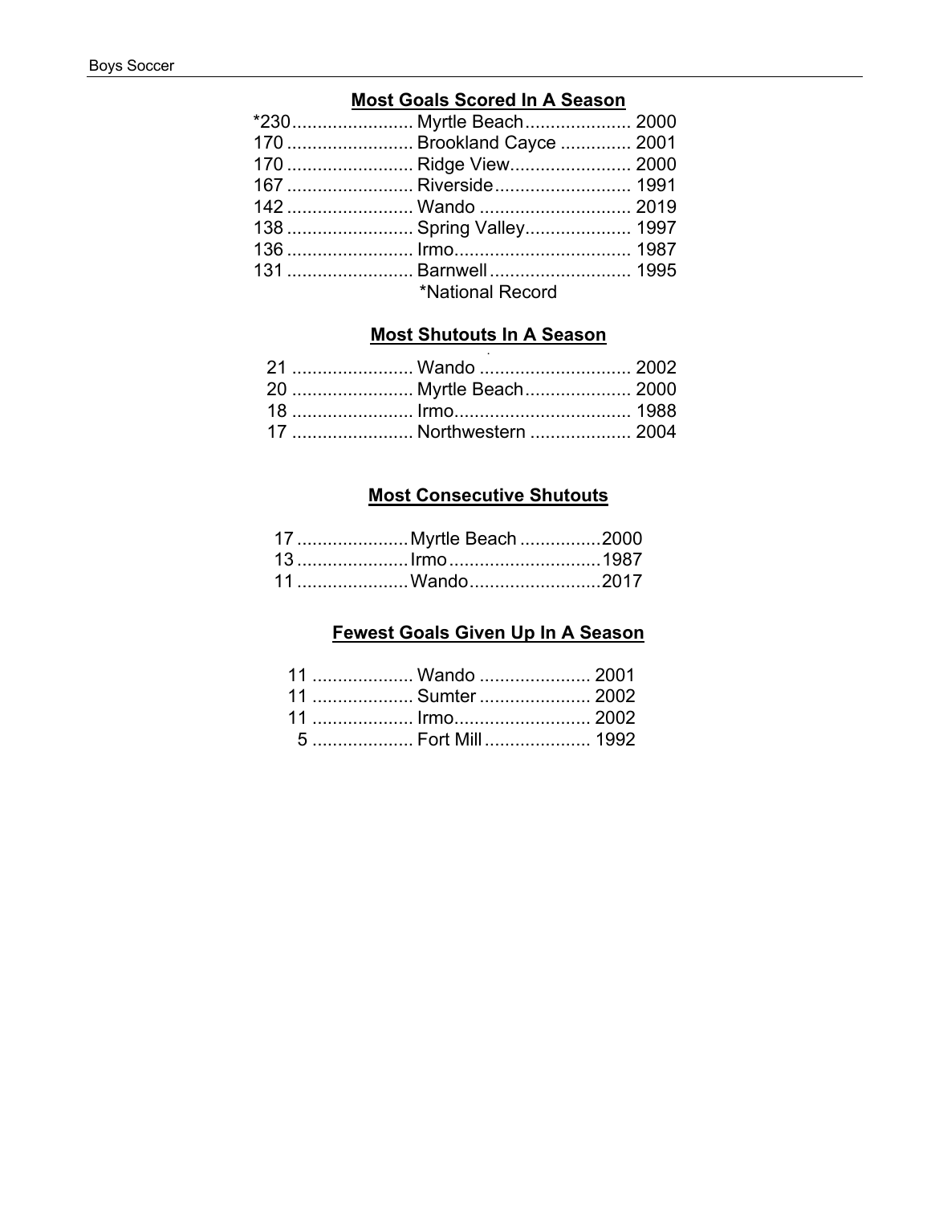## Most Goals Scored In A Season

| Goals | School | Year |
|---|---|---|
| *230 | Myrtle Beach | 2000 |
| 170 | Brookland Cayce | 2001 |
| 170 | Ridge View | 2000 |
| 167 | Riverside | 1991 |
| 142 | Wando | 2019 |
| 138 | Spring Valley | 1997 |
| 136 | Irmo | 1987 |
| 131 | Barnwell | 1995 |

*National Record

## Most Shutouts In A Season

| Shutouts | School | Year |
|---|---|---|
| 21 | Wando | 2002 |
| 20 | Myrtle Beach | 2000 |
| 18 | Irmo | 1988 |
| 17 | Northwestern | 2004 |

## Most Consecutive Shutouts

| Shutouts | School | Year |
|---|---|---|
| 17 | Myrtle Beach | 2000 |
| 13 | Irmo | 1987 |
| 11 | Wando | 2017 |

## Fewest Goals Given Up In A Season

| Goals | School | Year |
|---|---|---|
| 11 | Wando | 2001 |
| 11 | Sumter | 2002 |
| 11 | Irmo | 2002 |
| 5 | Fort Mill | 1992 |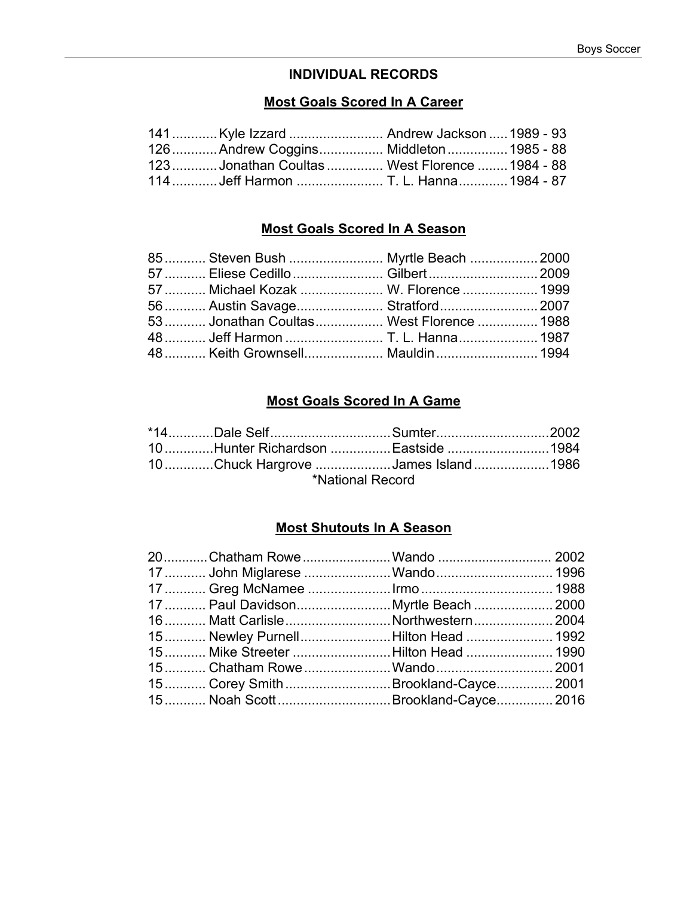## INDIVIDUAL RECORDS

### Most Goals Scored In A Career

| Goals | Name | School | Years |
|---|---|---|---|
| 141 | Kyle Izzard | Andrew Jackson | 1989 - 93 |
| 126 | Andrew Coggins | Middleton | 1985 - 88 |
| 123 | Jonathan Coultas | West Florence | 1984 - 88 |
| 114 | Jeff Harmon | T. L. Hanna | 1984 - 87 |

### Most Goals Scored In A Season

| Goals | Name | School | Year |
|---|---|---|---|
| 85 | Steven Bush | Myrtle Beach | 2000 |
| 57 | Eliese Cedillo | Gilbert | 2009 |
| 57 | Michael Kozak | W. Florence | 1999 |
| 56 | Austin Savage | Stratford | 2007 |
| 53 | Jonathan Coultas | West Florence | 1988 |
| 48 | Jeff Harmon | T. L. Hanna | 1987 |
| 48 | Keith Grownsell | Mauldin | 1994 |

### Most Goals Scored In A Game

| Goals | Name | School | Year |
|---|---|---|---|
| *14 | Dale Self | Sumter | 2002 |
| 10 | Hunter Richardson | Eastside | 1984 |
| 10 | Chuck Hargrove | James Island | 1986 |

*National Record

### Most Shutouts In A Season

| Shutouts | Name | School | Year |
|---|---|---|---|
| 20 | Chatham Rowe | Wando | 2002 |
| 17 | John Miglarese | Wando | 1996 |
| 17 | Greg McNamee | Irmo | 1988 |
| 17 | Paul Davidson | Myrtle Beach | 2000 |
| 16 | Matt Carlisle | Northwestern | 2004 |
| 15 | Newley Purnell | Hilton Head | 1992 |
| 15 | Mike Streeter | Hilton Head | 1990 |
| 15 | Chatham Rowe | Wando | 2001 |
| 15 | Corey Smith | Brookland-Cayce | 2001 |
| 15 | Noah Scott | Brookland-Cayce | 2016 |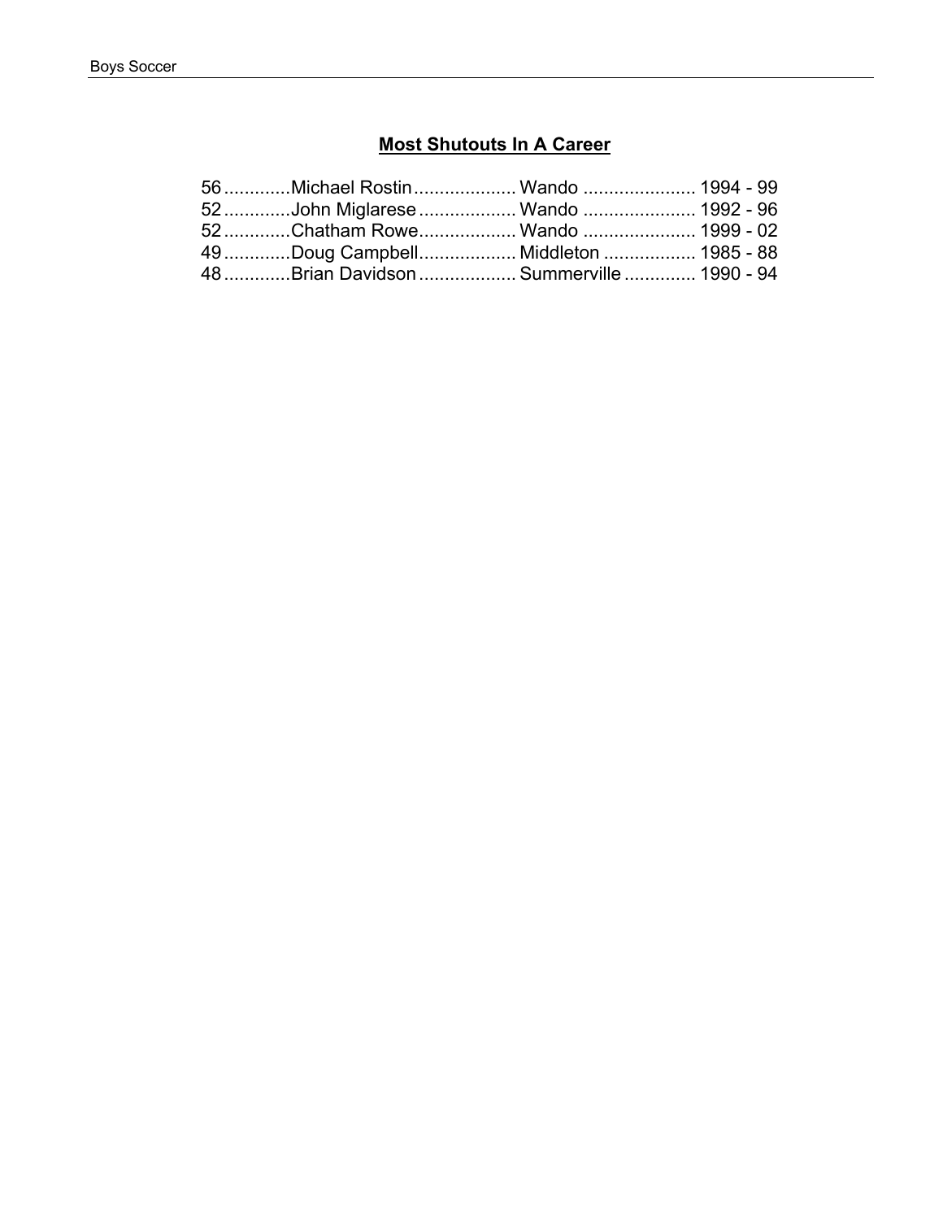## Most Shutouts In A Career

| | | | |
|---|---|---|---|
| 56 | Michael Rostin | Wando | 1994 - 99 |
| 52 | John Miglarese | Wando | 1992 - 96 |
| 52 | Chatham Rowe | Wando | 1999 - 02 |
| 49 | Doug Campbell | Middleton | 1985 - 88 |
| 48 | Brian Davidson | Summerville | 1990 - 94 |